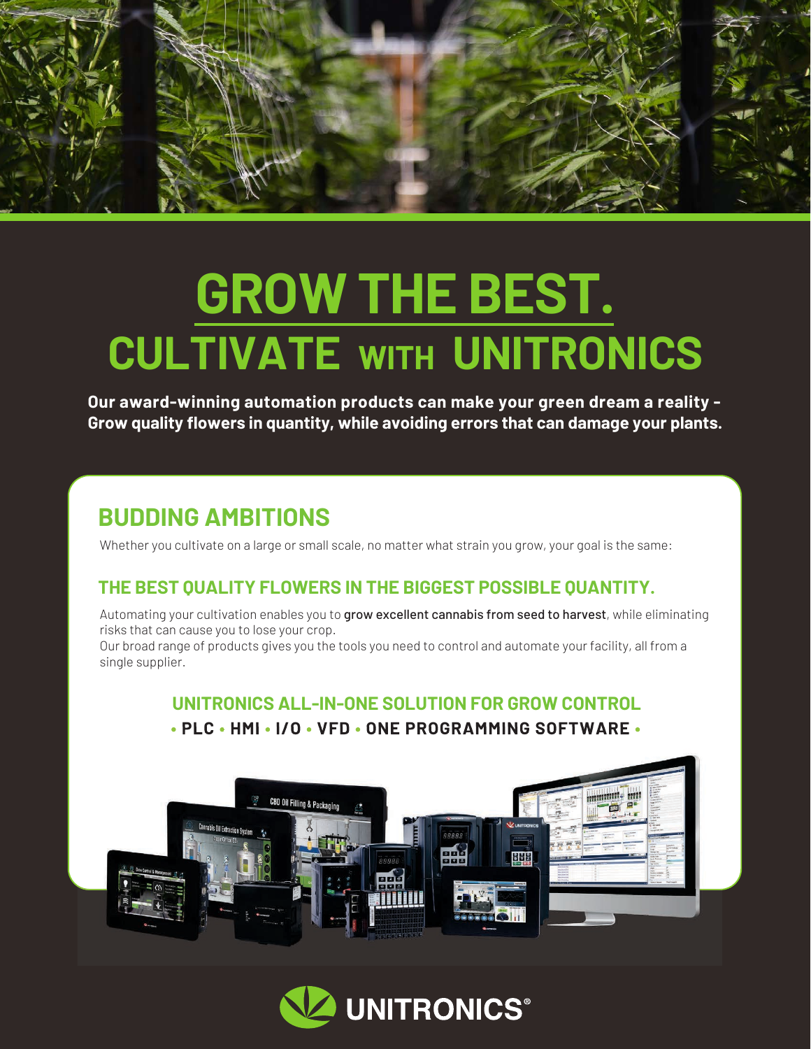# GROW THE BEST.

# CULTIVATE WITH UNITRONICS

**Our award-winning automation products can make your green dream a reality - Grow quality flowers in quantity, while avoiding errors that can damage your plants.**

## BUDDING AMBITIONS

Whether you cultivate on a large or small scale, no matter what strain you grow, your goal is the same:

### THE BEST QUALITY FLOWERS IN THE BIGGEST POSSIBLE QUANTITY.

Automating your cultivation enables you to **grow excellent cannabis from seed to harvest**, while eliminating risks that can cause you to lose your crop.
Our broad range of products gives you the tools you need to control and automate your facility, all from a single supplier.

### UNITRONICS ALL-IN-ONE SOLUTION FOR GROW CONTROL

**• PLC • HMI • I/O • VFD • ONE PROGRAMMING SOFTWARE •**

UNITRONICS®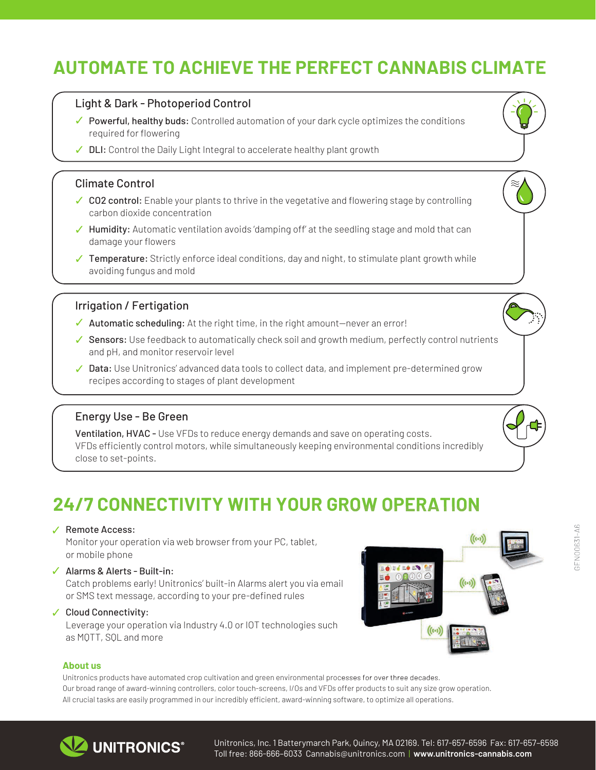# AUTOMATE TO ACHIEVE THE PERFECT CANNABIS CLIMATE

### Light & Dark - Photoperiod Control

- ✓ **Powerful, healthy buds:** Controlled automation of your dark cycle optimizes the conditions required for flowering
- ✓ **DLI:** Control the Daily Light Integral to accelerate healthy plant growth

### Climate Control

- ✓ **CO2 control:** Enable your plants to thrive in the vegetative and flowering stage by controlling carbon dioxide concentration
- ✓ **Humidity:** Automatic ventilation avoids 'damping off' at the seedling stage and mold that can damage your flowers
- ✓ **Temperature:** Strictly enforce ideal conditions, day and night, to stimulate plant growth while avoiding fungus and mold

### Irrigation / Fertigation

- ✓ **Automatic scheduling:** At the right time, in the right amount—never an error!
- ✓ **Sensors:** Use feedback to automatically check soil and growth medium, perfectly control nutrients and pH, and monitor reservoir level
- ✓ **Data:** Use Unitronics' advanced data tools to collect data, and implement pre-determined grow recipes according to stages of plant development

### Energy Use - Be Green

**Ventilation, HVAC -** Use VFDs to reduce energy demands and save on operating costs. VFDs efficiently control motors, while simultaneously keeping environmental conditions incredibly close to set-points.

# 24/7 CONNECTIVITY WITH YOUR GROW OPERATION

- ✓ **Remote Access:**
  Monitor your operation via web browser from your PC, tablet, or mobile phone
- ✓ **Alarms & Alerts - Built-in:**
  Catch problems early! Unitronics' built-in Alarms alert you via email or SMS text message, according to your pre-defined rules
- ✓ **Cloud Connectivity:**
  Leverage your operation via Industry 4.0 or IOT technologies such as MQTT, SQL and more

**About us**

Unitronics products have automated crop cultivation and green environmental processes for over three decades.
Our broad range of award-winning controllers, color touch-screens, I/Os and VFDs offer products to suit any size grow operation.
All crucial tasks are easily programmed in our incredibly efficient, award-winning software, to optimize all operations.

GFN00631-A6

UNITRONICS®

Unitronics, Inc. 1 Batterymarch Park, Quincy, MA 02169. Tel: 617-657-6596 Fax: 617-657-6598
Toll free: 866-666-6033 Cannabis@unitronics.com | **www.unitronics-cannabis.com**